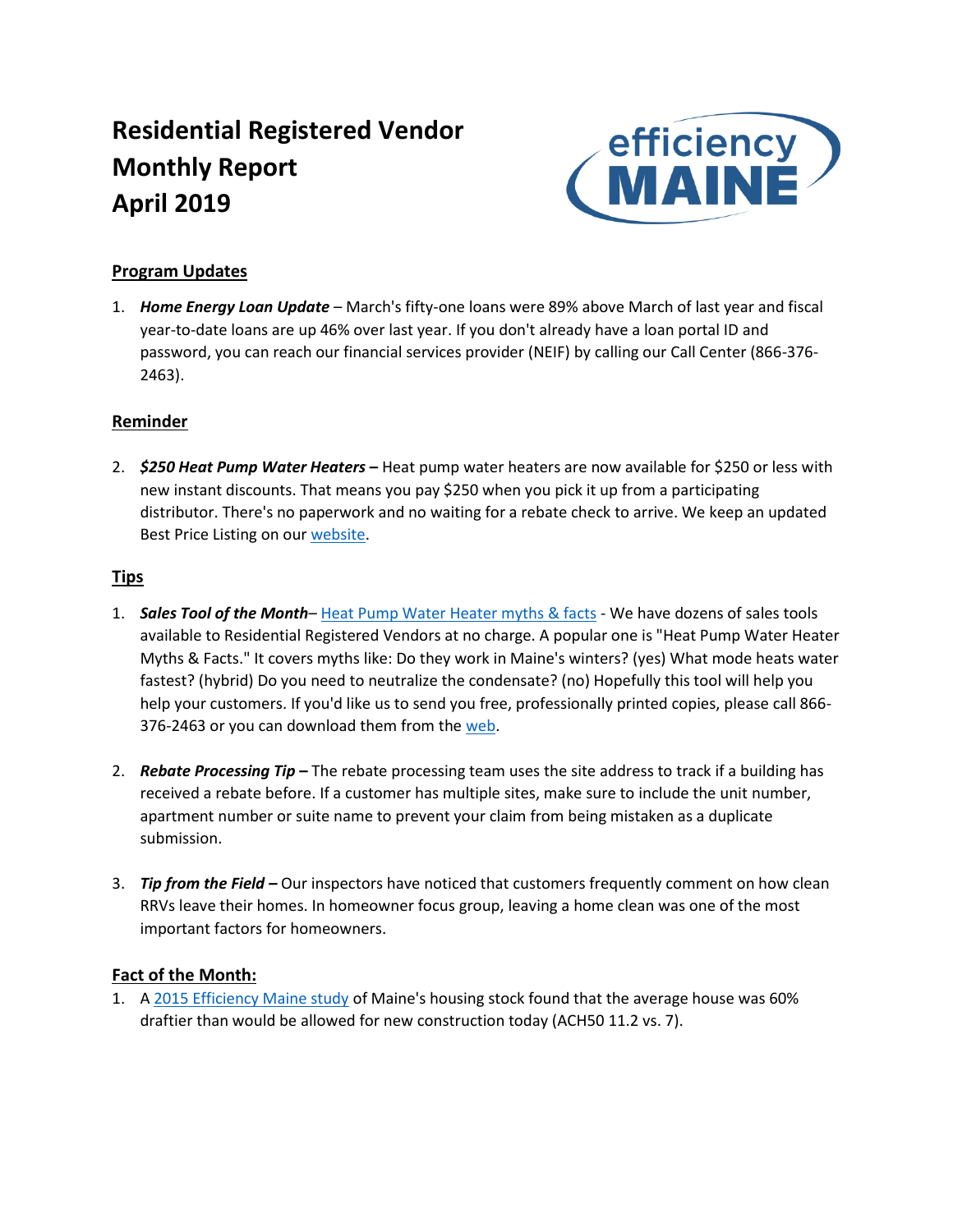# Residential Registered Vendor Monthly Report April 2019

## Program Updates

1. ***Home Energy Loan Update*** – March's fifty-one loans were 89% above March of last year and fiscal year-to-date loans are up 46% over last year. If you don't already have a loan portal ID and password, you can reach our financial services provider (NEIF) by calling our Call Center (866-376-2463).

## Reminder

2. ***$250 Heat Pump Water Heaters –*** Heat pump water heaters are now available for $250 or less with new instant discounts. That means you pay $250 when you pick it up from a participating distributor. There's no paperwork and no waiting for a rebate check to arrive. We keep an updated Best Price Listing on our website.

## Tips

1. ***Sales Tool of the Month***– Heat Pump Water Heater myths & facts - We have dozens of sales tools available to Residential Registered Vendors at no charge. A popular one is "Heat Pump Water Heater Myths & Facts." It covers myths like: Do they work in Maine's winters? (yes) What mode heats water fastest? (hybrid) Do you need to neutralize the condensate? (no) Hopefully this tool will help you help your customers. If you'd like us to send you free, professionally printed copies, please call 866-376-2463 or you can download them from the web.

2. ***Rebate Processing Tip –*** The rebate processing team uses the site address to track if a building has received a rebate before. If a customer has multiple sites, make sure to include the unit number, apartment number or suite name to prevent your claim from being mistaken as a duplicate submission.

3. ***Tip from the Field –*** Our inspectors have noticed that customers frequently comment on how clean RRVs leave their homes. In homeowner focus group, leaving a home clean was one of the most important factors for homeowners.

## Fact of the Month:

1. A 2015 Efficiency Maine study of Maine's housing stock found that the average house was 60% draftier than would be allowed for new construction today (ACH50 11.2 vs. 7).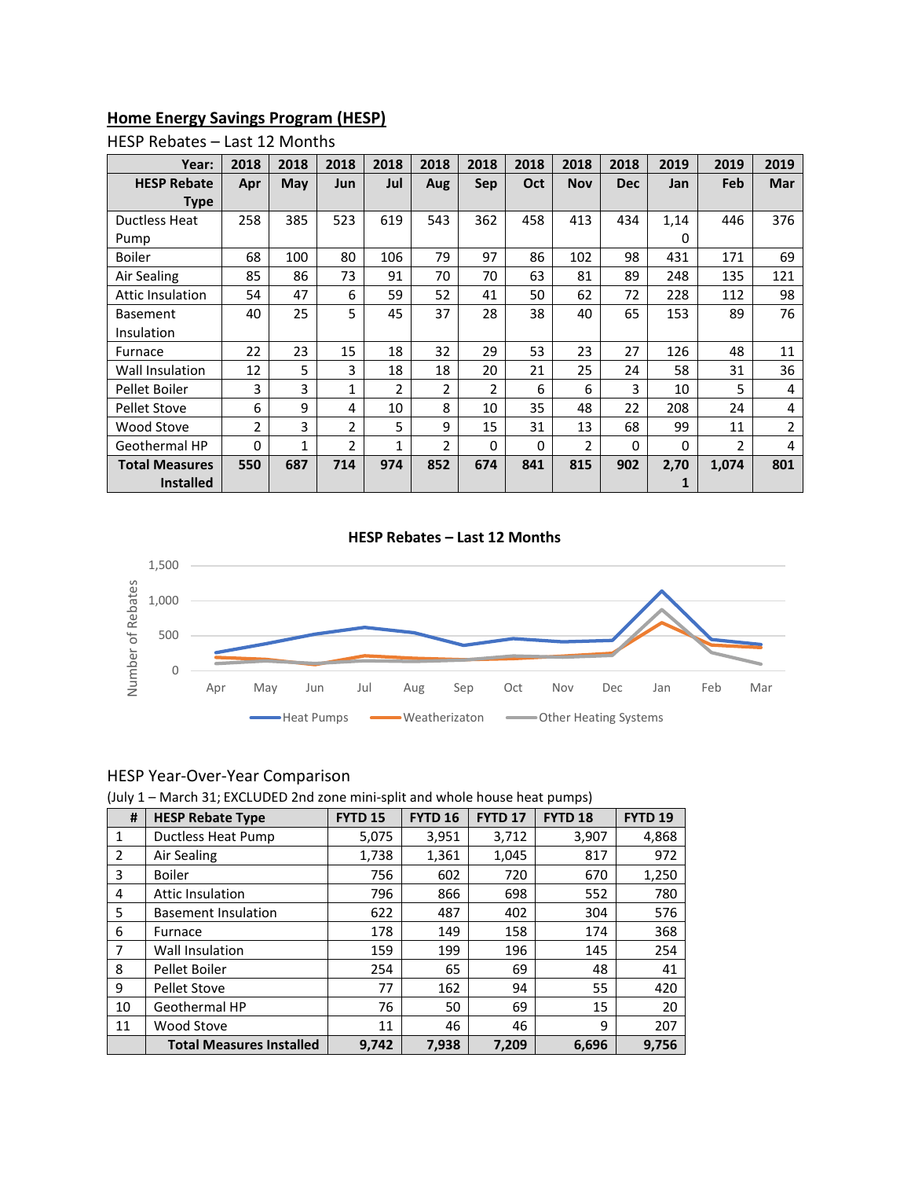## Home Energy Savings Program (HESP)

HESP Rebates – Last 12 Months

| Year: HESP Rebate Type | 2018 Apr | 2018 May | 2018 Jun | 2018 Jul | 2018 Aug | 2018 Sep | 2018 Oct | 2018 Nov | 2018 Dec | 2019 Jan | 2019 Feb | 2019 Mar |
|---|---|---|---|---|---|---|---|---|---|---|---|---|
| Ductless Heat Pump | 258 | 385 | 523 | 619 | 543 | 362 | 458 | 413 | 434 | 1,140 | 446 | 376 |
| Boiler | 68 | 100 | 80 | 106 | 79 | 97 | 86 | 102 | 98 | 431 | 171 | 69 |
| Air Sealing | 85 | 86 | 73 | 91 | 70 | 70 | 63 | 81 | 89 | 248 | 135 | 121 |
| Attic Insulation | 54 | 47 | 6 | 59 | 52 | 41 | 50 | 62 | 72 | 228 | 112 | 98 |
| Basement Insulation | 40 | 25 | 5 | 45 | 37 | 28 | 38 | 40 | 65 | 153 | 89 | 76 |
| Furnace | 22 | 23 | 15 | 18 | 32 | 29 | 53 | 23 | 27 | 126 | 48 | 11 |
| Wall Insulation | 12 | 5 | 3 | 18 | 18 | 20 | 21 | 25 | 24 | 58 | 31 | 36 |
| Pellet Boiler | 3 | 3 | 1 | 2 | 2 | 2 | 6 | 6 | 3 | 10 | 5 | 4 |
| Pellet Stove | 6 | 9 | 4 | 10 | 8 | 10 | 35 | 48 | 22 | 208 | 24 | 4 |
| Wood Stove | 2 | 3 | 2 | 5 | 9 | 15 | 31 | 13 | 68 | 99 | 11 | 2 |
| Geothermal HP | 0 | 1 | 2 | 1 | 2 | 0 | 0 | 2 | 0 | 0 | 2 | 4 |
| **Total Measures Installed** | **550** | **687** | **714** | **974** | **852** | **674** | **841** | **815** | **902** | **2,701** | **1,074** | **801** |

**HESP Rebates – Last 12 Months**

Number of Rebates; Heat Pumps, Weatherizaton, Other Heating Systems

HESP Year-Over-Year Comparison

(July 1 – March 31; EXCLUDED 2nd zone mini-split and whole house heat pumps)

| # | HESP Rebate Type | FYTD 15 | FYTD 16 | FYTD 17 | FYTD 18 | FYTD 19 |
|---|---|---|---|---|---|---|
| 1 | Ductless Heat Pump | 5,075 | 3,951 | 3,712 | 3,907 | 4,868 |
| 2 | Air Sealing | 1,738 | 1,361 | 1,045 | 817 | 972 |
| 3 | Boiler | 756 | 602 | 720 | 670 | 1,250 |
| 4 | Attic Insulation | 796 | 866 | 698 | 552 | 780 |
| 5 | Basement Insulation | 622 | 487 | 402 | 304 | 576 |
| 6 | Furnace | 178 | 149 | 158 | 174 | 368 |
| 7 | Wall Insulation | 159 | 199 | 196 | 145 | 254 |
| 8 | Pellet Boiler | 254 | 65 | 69 | 48 | 41 |
| 9 | Pellet Stove | 77 | 162 | 94 | 55 | 420 |
| 10 | Geothermal HP | 76 | 50 | 69 | 15 | 20 |
| 11 | Wood Stove | 11 | 46 | 46 | 9 | 207 |
| | **Total Measures Installed** | **9,742** | **7,938** | **7,209** | **6,696** | **9,756** |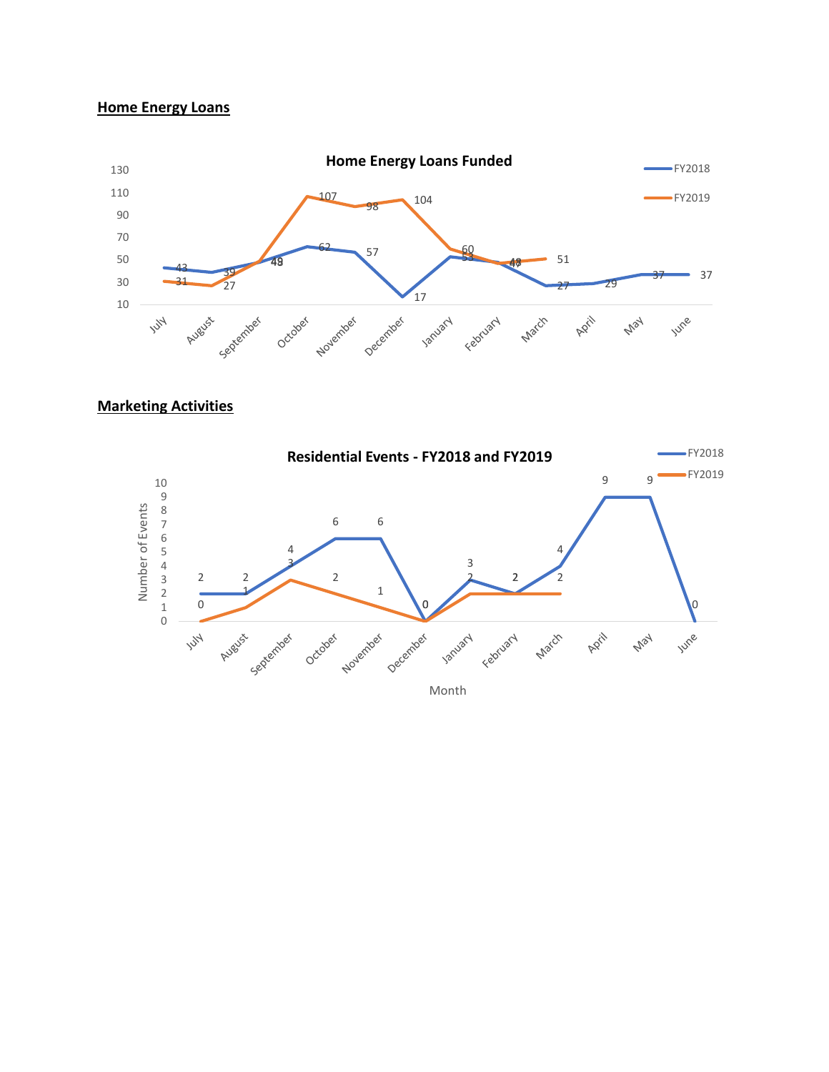**Home Energy Loans**

Home Energy Loans Funded

130
110
90
70
50
30
10

FY2018
FY2019

43 31 39 27 48 48 107 62 98 57 104 17 60 53 49 47 51 27 29 37 37

July August September October November December January February March April May June

**Marketing Activities**

Residential Events - FY2018 and FY2019

FY2018
FY2019

Number of Events

10
9
8
7
6
5
4
3
2
1
0

2 0 2 1 4 3 6 2 6 1 0 0 3 2 2 2 4 2 9 9 0

July August September October November December January February March April May June

Month